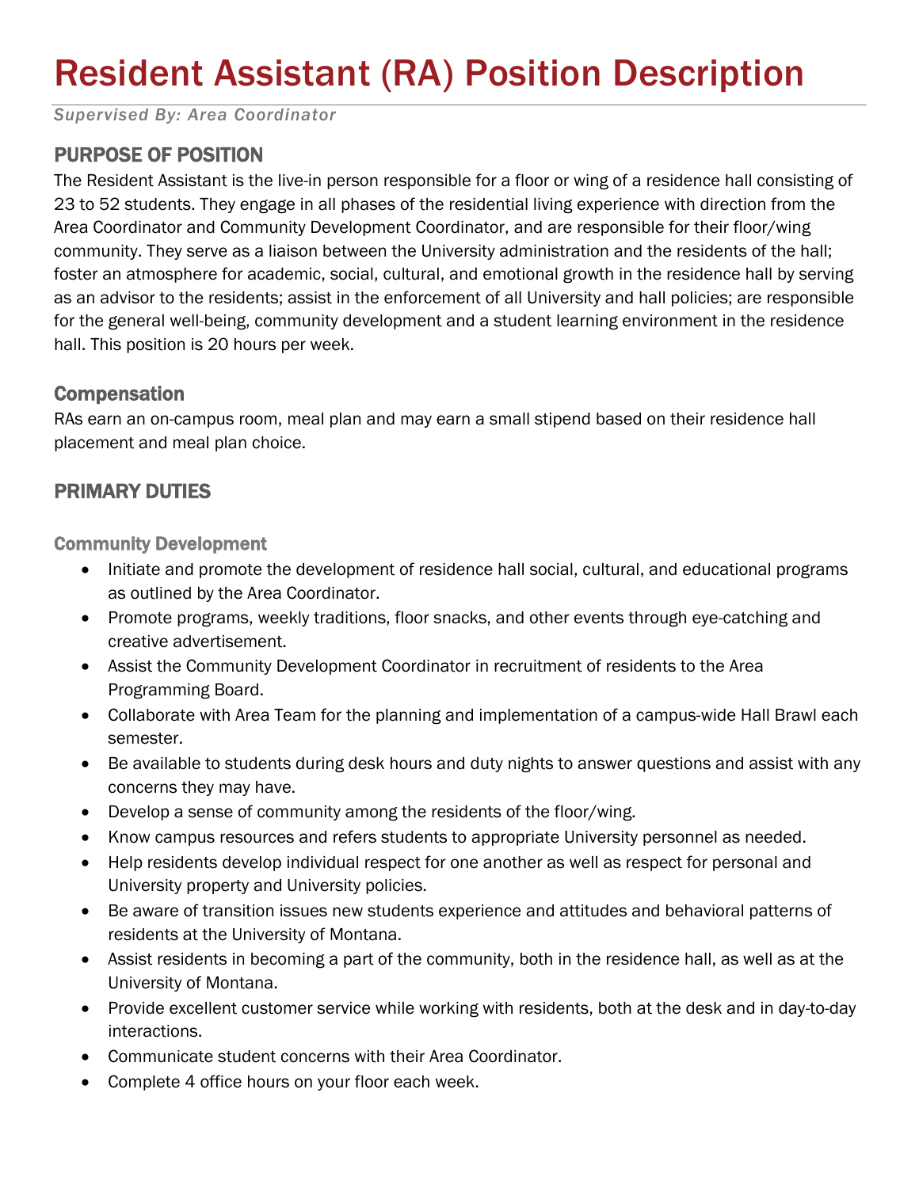# Resident Assistant (RA) Position Description

*Supervised By: Area Coordinator*

## PURPOSE OF POSITION

The Resident Assistant is the live-in person responsible for a floor or wing of a residence hall consisting of 23 to 52 students. They engage in all phases of the residential living experience with direction from the Area Coordinator and Community Development Coordinator, and are responsible for their floor/wing community. They serve as a liaison between the University administration and the residents of the hall; foster an atmosphere for academic, social, cultural, and emotional growth in the residence hall by serving as an advisor to the residents; assist in the enforcement of all University and hall policies; are responsible for the general well-being, community development and a student learning environment in the residence hall. This position is 20 hours per week.

### Compensation

RAs earn an on-campus room, meal plan and may earn a small stipend based on their residence hall placement and meal plan choice.

## PRIMARY DUTIES

### Community Development

- Initiate and promote the development of residence hall social, cultural, and educational programs as outlined by the Area Coordinator.
- Promote programs, weekly traditions, floor snacks, and other events through eye-catching and creative advertisement.
- Assist the Community Development Coordinator in recruitment of residents to the Area Programming Board.
- Collaborate with Area Team for the planning and implementation of a campus-wide Hall Brawl each semester.
- Be available to students during desk hours and duty nights to answer questions and assist with any concerns they may have.
- Develop a sense of community among the residents of the floor/wing.
- Know campus resources and refers students to appropriate University personnel as needed.
- Help residents develop individual respect for one another as well as respect for personal and University property and University policies.
- Be aware of transition issues new students experience and attitudes and behavioral patterns of residents at the University of Montana.
- Assist residents in becoming a part of the community, both in the residence hall, as well as at the University of Montana.
- Provide excellent customer service while working with residents, both at the desk and in day-to-day interactions.
- Communicate student concerns with their Area Coordinator.
- Complete 4 office hours on your floor each week.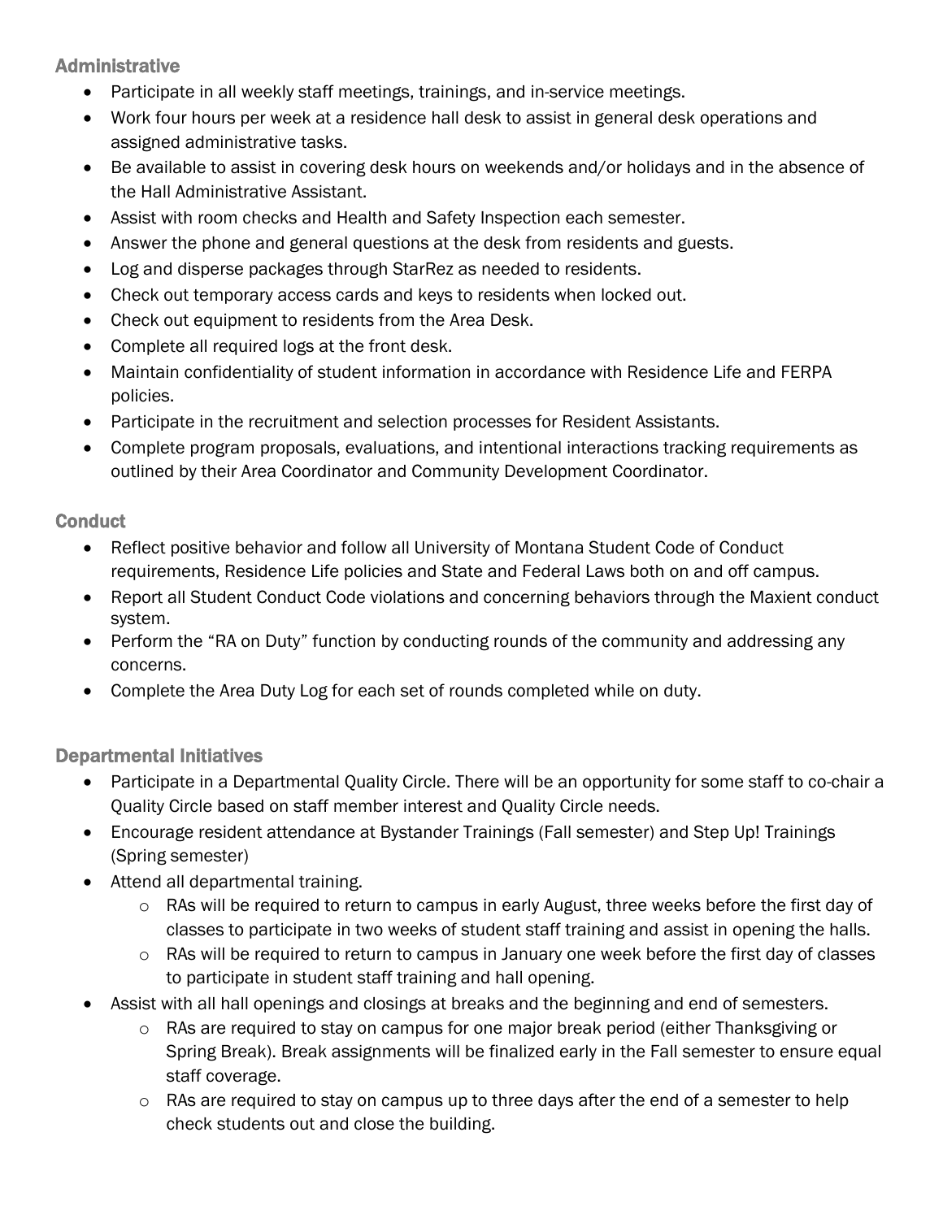### Administrative

- Participate in all weekly staff meetings, trainings, and in-service meetings.
- Work four hours per week at a residence hall desk to assist in general desk operations and assigned administrative tasks.
- Be available to assist in covering desk hours on weekends and/or holidays and in the absence of the Hall Administrative Assistant.
- Assist with room checks and Health and Safety Inspection each semester.
- Answer the phone and general questions at the desk from residents and guests.
- Log and disperse packages through StarRez as needed to residents.
- Check out temporary access cards and keys to residents when locked out.
- Check out equipment to residents from the Area Desk.
- Complete all required logs at the front desk.
- Maintain confidentiality of student information in accordance with Residence Life and FERPA policies.
- Participate in the recruitment and selection processes for Resident Assistants.
- Complete program proposals, evaluations, and intentional interactions tracking requirements as outlined by their Area Coordinator and Community Development Coordinator.

### Conduct

- Reflect positive behavior and follow all University of Montana Student Code of Conduct requirements, Residence Life policies and State and Federal Laws both on and off campus.
- Report all Student Conduct Code violations and concerning behaviors through the Maxient conduct system.
- Perform the "RA on Duty" function by conducting rounds of the community and addressing any concerns.
- Complete the Area Duty Log for each set of rounds completed while on duty.

### Departmental Initiatives

- Participate in a Departmental Quality Circle. There will be an opportunity for some staff to co-chair a Quality Circle based on staff member interest and Quality Circle needs.
- Encourage resident attendance at Bystander Trainings (Fall semester) and Step Up! Trainings (Spring semester)
- Attend all departmental training.
  - RAs will be required to return to campus in early August, three weeks before the first day of classes to participate in two weeks of student staff training and assist in opening the halls.
  - RAs will be required to return to campus in January one week before the first day of classes to participate in student staff training and hall opening.
- Assist with all hall openings and closings at breaks and the beginning and end of semesters.
  - RAs are required to stay on campus for one major break period (either Thanksgiving or Spring Break). Break assignments will be finalized early in the Fall semester to ensure equal staff coverage.
  - RAs are required to stay on campus up to three days after the end of a semester to help check students out and close the building.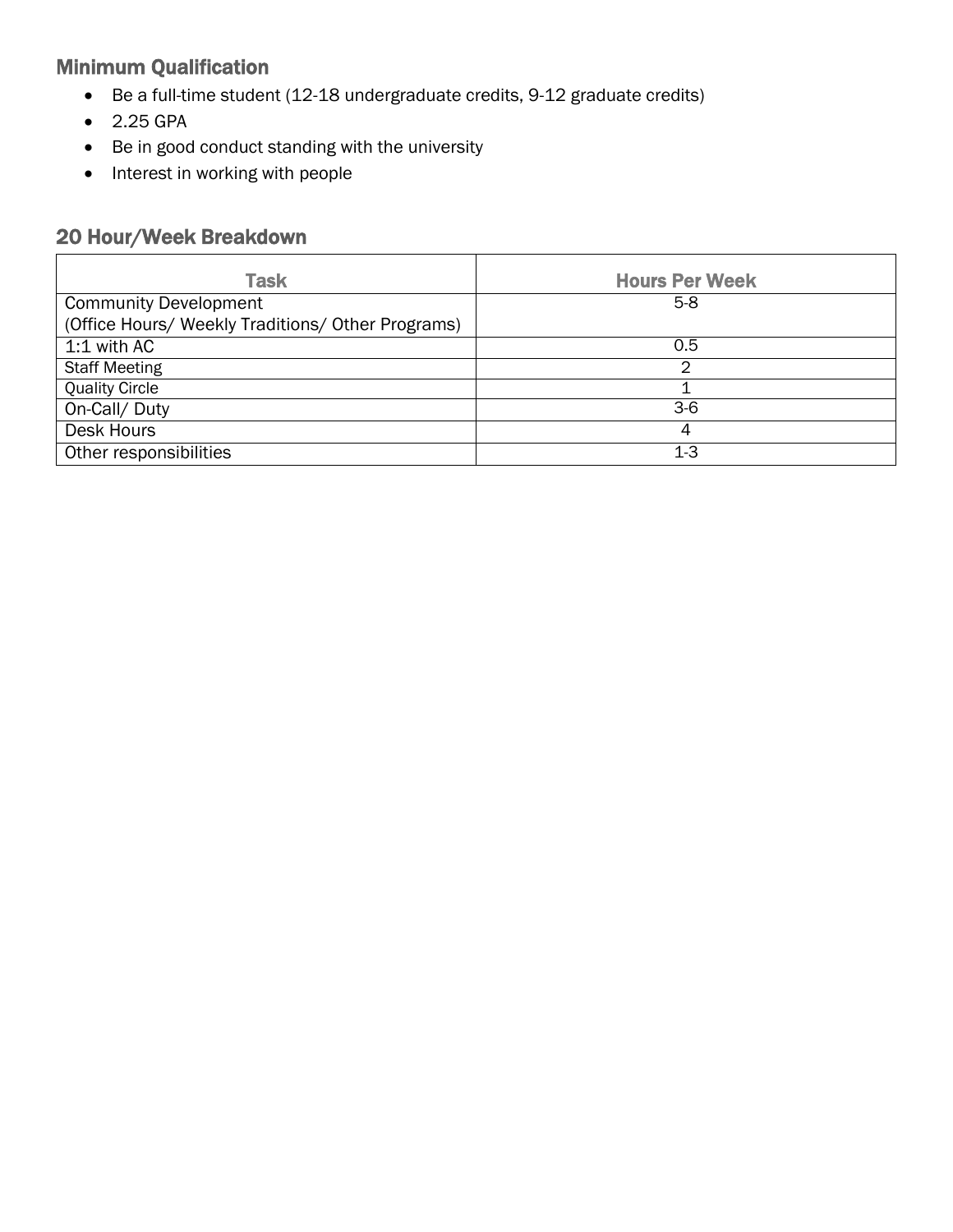## Minimum Qualification

- Be a full-time student (12-18 undergraduate credits, 9-12 graduate credits)
- 2.25 GPA
- Be in good conduct standing with the university
- Interest in working with people

## 20 Hour/Week Breakdown

| Task | Hours Per Week |
| --- | --- |
| Community Development (Office Hours/ Weekly Traditions/ Other Programs) | 5-8 |
| 1:1 with AC | 0.5 |
| Staff Meeting | 2 |
| Quality Circle | 1 |
| On-Call/ Duty | 3-6 |
| Desk Hours | 4 |
| Other responsibilities | 1-3 |